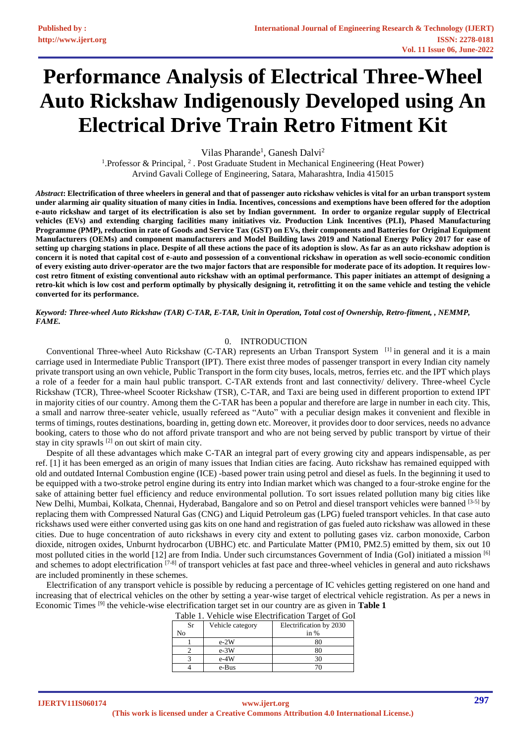# Performance Analysis of Electrical Three-Wheel Auto Rickshaw Indigenously Developed using An Electrical Drive Train Retro Fitment Kit

Vilas Pharande[1], Ganesh Dalvi[2]

[1].Professor & Principal, [2] . Post Graduate Student in Mechanical Engineering (Heat Power)
Arvind Gavali College of Engineering, Satara, Maharashtra, India 415015

***Abstract*: Electrification of three wheelers in general and that of passenger auto rickshaw vehicles is vital for an urban transport system under alarming air quality situation of many cities in India. Incentives, concessions and exemptions have been offered for the adoption e-auto rickshaw and target of its electrification is also set by Indian government. In order to organize regular supply of Electrical vehicles (EVs) and extending charging facilities many initiatives viz. Production Link Incentives (PLI), Phased Manufacturing Programme (PMP), reduction in rate of Goods and Service Tax (GST) on EVs, their components and Batteries for Original Equipment Manufacturers (OEMs) and component manufacturers and Model Building laws 2019 and National Energy Policy 2017 for ease of setting up charging stations in place. Despite of all these actions the pace of its adoption is slow. As far as an auto rickshaw adoption is concern it is noted that capital cost of e-auto and possession of a conventional rickshaw in operation as well socio-economic condition of every existing auto driver-operator are the two major factors that are responsible for moderate pace of its adoption. It requires low-cost retro fitment of existing conventional auto rickshaw with an optimal performance. This paper initiates an attempt of designing a retro-kit which is low cost and perform optimally by physically designing it, retrofitting it on the same vehicle and testing the vehicle converted for its performance.**

***Keyword: Three-wheel Auto Rickshaw (TAR) C-TAR, E-TAR, Unit in Operation, Total cost of Ownership, Retro-fitment, , NEMMP, FAME.***

## 0. INTRODUCTION

Conventional Three-wheel Auto Rickshaw (C-TAR) represents an Urban Transport System [1] in general and it is a main carriage used in Intermediate Public Transport (IPT). There exist three modes of passenger transport in every Indian city namely private transport using an own vehicle, Public Transport in the form city buses, locals, metros, ferries etc. and the IPT which plays a role of a feeder for a main haul public transport. C-TAR extends front and last connectivity/ delivery. Three-wheel Cycle Rickshaw (TCR), Three-wheel Scooter Rickshaw (TSR), C-TAR, and Taxi are being used in different proportion to extend IPT in majority cities of our country. Among them the C-TAR has been a popular and therefore are large in number in each city. This, a small and narrow three-seater vehicle, usually refereed as "Auto" with a peculiar design makes it convenient and flexible in terms of timings, routes destinations, boarding in, getting down etc. Moreover, it provides door to door services, needs no advance booking, caters to those who do not afford private transport and who are not being served by public transport by virtue of their stay in city sprawls [2] on out skirt of main city.

Despite of all these advantages which make C-TAR an integral part of every growing city and appears indispensable, as per ref. [1] it has been emerged as an origin of many issues that Indian cities are facing. Auto rickshaw has remained equipped with old and outdated Internal Combustion engine (ICE) -based power train using petrol and diesel as fuels. In the beginning it used to be equipped with a two-stroke petrol engine during its entry into Indian market which was changed to a four-stroke engine for the sake of attaining better fuel efficiency and reduce environmental pollution. To sort issues related pollution many big cities like New Delhi, Mumbai, Kolkata, Chennai, Hyderabad, Bangalore and so on Petrol and diesel transport vehicles were banned [3-5] by replacing them with Compressed Natural Gas (CNG) and Liquid Petroleum gas (LPG) fueled transport vehicles. In that case auto rickshaws used were either converted using gas kits on one hand and registration of gas fueled auto rickshaw was allowed in these cities. Due to huge concentration of auto rickshaws in every city and extent to polluting gases viz. carbon monoxide, Carbon dioxide, nitrogen oxides, Unburnt hydrocarbon (UBHC) etc. and Particulate Matter (PM10, PM2.5) emitted by them, six out 10 most polluted cities in the world [12] are from India. Under such circumstances Government of India (GoI) initiated a mission [6] and schemes to adopt electrification [7-8] of transport vehicles at fast pace and three-wheel vehicles in general and auto rickshaws are included prominently in these schemes.

Electrification of any transport vehicle is possible by reducing a percentage of IC vehicles getting registered on one hand and increasing that of electrical vehicles on the other by setting a year-wise target of electrical vehicle registration. As per a news in Economic Times [9] the vehicle-wise electrification target set in our country are as given in **Table 1**

Table 1. Vehicle wise Electrification Target of GoI

| Sr No | Vehicle category | Electrification by 2030 in % |
|---|---|---|
| 1 | e-2W | 80 |
| 2 | e-3W | 80 |
| 3 | e-4W | 30 |
| 4 | e-Bus | 70 |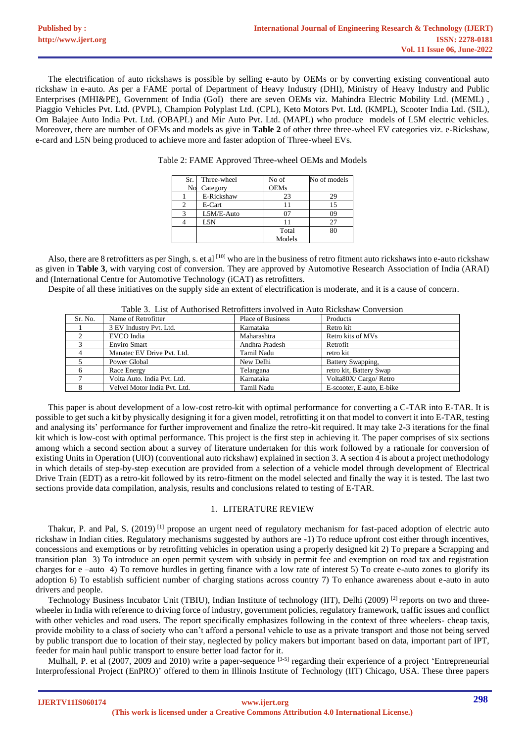The electrification of auto rickshaws is possible by selling e-auto by OEMs or by converting existing conventional auto rickshaw in e-auto. As per a FAME portal of Department of Heavy Industry (DHI), Ministry of Heavy Industry and Public Enterprises (MHI&PE), Government of India (GoI) there are seven OEMs viz. Mahindra Electric Mobility Ltd. (MEML) , Piaggio Vehicles Pvt. Ltd. (PVPL), Champion Polyplast Ltd. (CPL), Keto Motors Pvt. Ltd. (KMPL), Scooter India Ltd. (SIL), Om Balajee Auto India Pvt. Ltd. (OBAPL) and Mir Auto Pvt. Ltd. (MAPL) who produce models of L5M electric vehicles. Moreover, there are number of OEMs and models as give in **Table 2** of other three three-wheel EV categories viz. e-Rickshaw, e-card and L5N being produced to achieve more and faster adoption of Three-wheel EVs.

Table 2: FAME Approved Three-wheel OEMs and Models

| Sr. No | Three-wheel Category | No of OEMs | No of models |
|---|---|---|---|
| 1 | E-Rickshaw | 23 | 29 |
| 2 | E-Cart | 11 | 15 |
| 3 | L5M/E-Auto | 07 | 09 |
| 4 | L5N | 11 | 27 |
| | | Total Models | 80 |

Also, there are 8 retrofitters as per Singh, s. et al [10] who are in the business of retro fitment auto rickshaws into e-auto rickshaw as given in **Table 3**, with varying cost of conversion. They are approved by Automotive Research Association of India (ARAI) and (International Centre for Automotive Technology (iCAT) as retrofitters.

Despite of all these initiatives on the supply side an extent of electrification is moderate, and it is a cause of concern.

Table 3. List of Authorised Retrofitters involved in Auto Rickshaw Conversion

| Sr. No. | Name of Retrofitter | Place of Business | Products |
|---|---|---|---|
| 1 | 3 EV Industry Pvt. Ltd. | Karnataka | Retro kit |
| 2 | EVCO India | Maharashtra | Retro kits of MVs |
| 3 | Enviro Smart | Andhra Pradesh | Retrofit |
| 4 | Manatec EV Drive Pvt. Ltd. | Tamil Nadu | retro kit |
| 5 | Power Global | New Delhi | Battery Swapping, |
| 6 | Race Energy | Telangana | retro kit, Battery Swap |
| 7 | Volta Auto. India Pvt. Ltd. | Karnataka | Volta80X/ Cargo/ Retro |
| 8 | Velvel Motor India Pvt. Ltd. | Tamil Nadu | E-scooter, E-auto, E-bike |

This paper is about development of a low-cost retro-kit with optimal performance for converting a C-TAR into E-TAR. It is possible to get such a kit by physically designing it for a given model, retrofitting it on that model to convert it into E-TAR, testing and analysing its' performance for further improvement and finalize the retro-kit required. It may take 2-3 iterations for the final kit which is low-cost with optimal performance. This project is the first step in achieving it. The paper comprises of six sections among which a second section about a survey of literature undertaken for this work followed by a rationale for conversion of existing Units in Operation (UIO) (conventional auto rickshaw) explained in section 3. A section 4 is about a project methodology in which details of step-by-step execution are provided from a selection of a vehicle model through development of Electrical Drive Train (EDT) as a retro-kit followed by its retro-fitment on the model selected and finally the way it is tested. The last two sections provide data compilation, analysis, results and conclusions related to testing of E-TAR.

## 1. LITERATURE REVIEW

Thakur, P. and Pal, S. (2019) [1] propose an urgent need of regulatory mechanism for fast-paced adoption of electric auto rickshaw in Indian cities. Regulatory mechanisms suggested by authors are -1) To reduce upfront cost either through incentives, concessions and exemptions or by retrofitting vehicles in operation using a properly designed kit 2) To prepare a Scrapping and transition plan 3) To introduce an open permit system with subsidy in permit fee and exemption on road tax and registration charges for e –auto 4) To remove hurdles in getting finance with a low rate of interest 5) To create e-auto zones to glorify its adoption 6) To establish sufficient number of charging stations across country 7) To enhance awareness about e-auto in auto drivers and people.

Technology Business Incubator Unit (TBIU), Indian Institute of technology (IIT), Delhi (2009) [2] reports on two and three-wheeler in India with reference to driving force of industry, government policies, regulatory framework, traffic issues and conflict with other vehicles and road users. The report specifically emphasizes following in the context of three wheelers- cheap taxis, provide mobility to a class of society who can't afford a personal vehicle to use as a private transport and those not being served by public transport due to location of their stay, neglected by policy makers but important based on data, important part of IPT, feeder for main haul public transport to ensure better load factor for it.

Mulhall, P. et al (2007, 2009 and 2010) write a paper-sequence [3-5] regarding their experience of a project 'Entrepreneurial Interprofessional Project (EnPRO)' offered to them in Illinois Institute of Technology (IIT) Chicago, USA. These three papers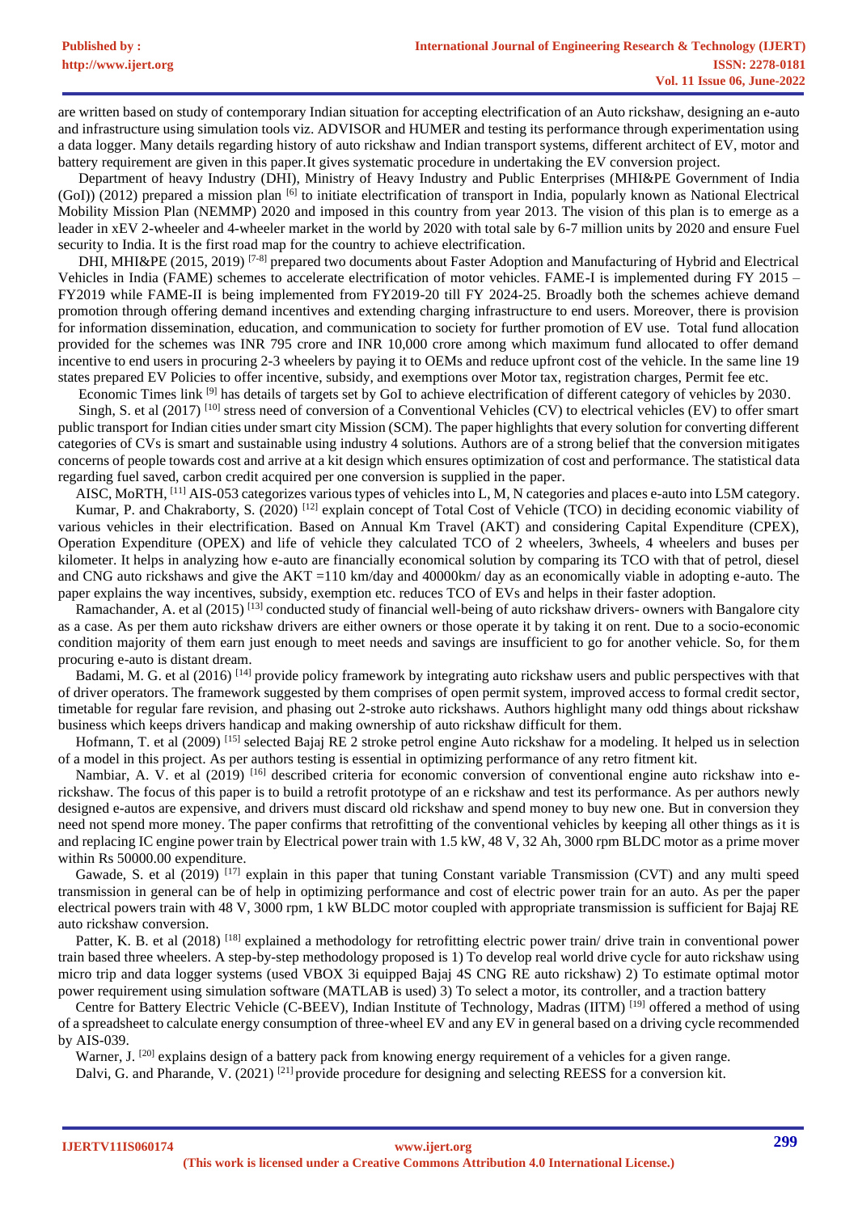are written based on study of contemporary Indian situation for accepting electrification of an Auto rickshaw, designing an e-auto and infrastructure using simulation tools viz. ADVISOR and HUMER and testing its performance through experimentation using a data logger. Many details regarding history of auto rickshaw and Indian transport systems, different architect of EV, motor and battery requirement are given in this paper.It gives systematic procedure in undertaking the EV conversion project.

Department of heavy Industry (DHI), Ministry of Heavy Industry and Public Enterprises (MHI&PE Government of India (GoI)) (2012) prepared a mission plan [6] to initiate electrification of transport in India, popularly known as National Electrical Mobility Mission Plan (NEMMP) 2020 and imposed in this country from year 2013. The vision of this plan is to emerge as a leader in xEV 2-wheeler and 4-wheeler market in the world by 2020 with total sale by 6-7 million units by 2020 and ensure Fuel security to India. It is the first road map for the country to achieve electrification.

DHI, MHI&PE (2015, 2019) [7-8] prepared two documents about Faster Adoption and Manufacturing of Hybrid and Electrical Vehicles in India (FAME) schemes to accelerate electrification of motor vehicles. FAME-I is implemented during FY 2015 – FY2019 while FAME-II is being implemented from FY2019-20 till FY 2024-25. Broadly both the schemes achieve demand promotion through offering demand incentives and extending charging infrastructure to end users. Moreover, there is provision for information dissemination, education, and communication to society for further promotion of EV use. Total fund allocation provided for the schemes was INR 795 crore and INR 10,000 crore among which maximum fund allocated to offer demand incentive to end users in procuring 2-3 wheelers by paying it to OEMs and reduce upfront cost of the vehicle. In the same line 19 states prepared EV Policies to offer incentive, subsidy, and exemptions over Motor tax, registration charges, Permit fee etc.

Economic Times link [9] has details of targets set by GoI to achieve electrification of different category of vehicles by 2030.

Singh, S. et al (2017) [10] stress need of conversion of a Conventional Vehicles (CV) to electrical vehicles (EV) to offer smart public transport for Indian cities under smart city Mission (SCM). The paper highlights that every solution for converting different categories of CVs is smart and sustainable using industry 4 solutions. Authors are of a strong belief that the conversion mitigates concerns of people towards cost and arrive at a kit design which ensures optimization of cost and performance. The statistical data regarding fuel saved, carbon credit acquired per one conversion is supplied in the paper.

AISC, MoRTH, [11] AIS-053 categorizes various types of vehicles into L, M, N categories and places e-auto into L5M category.

Kumar, P. and Chakraborty, S. (2020) [12] explain concept of Total Cost of Vehicle (TCO) in deciding economic viability of various vehicles in their electrification. Based on Annual Km Travel (AKT) and considering Capital Expenditure (CPEX), Operation Expenditure (OPEX) and life of vehicle they calculated TCO of 2 wheelers, 3wheels, 4 wheelers and buses per kilometer. It helps in analyzing how e-auto are financially economical solution by comparing its TCO with that of petrol, diesel and CNG auto rickshaws and give the AKT =110 km/day and 40000km/ day as an economically viable in adopting e-auto. The paper explains the way incentives, subsidy, exemption etc. reduces TCO of EVs and helps in their faster adoption.

Ramachander, A. et al (2015) [13] conducted study of financial well-being of auto rickshaw drivers- owners with Bangalore city as a case. As per them auto rickshaw drivers are either owners or those operate it by taking it on rent. Due to a socio-economic condition majority of them earn just enough to meet needs and savings are insufficient to go for another vehicle. So, for them procuring e-auto is distant dream.

Badami, M. G. et al (2016) [14] provide policy framework by integrating auto rickshaw users and public perspectives with that of driver operators. The framework suggested by them comprises of open permit system, improved access to formal credit sector, timetable for regular fare revision, and phasing out 2-stroke auto rickshaws. Authors highlight many odd things about rickshaw business which keeps drivers handicap and making ownership of auto rickshaw difficult for them.

Hofmann, T. et al (2009) [15] selected Bajaj RE 2 stroke petrol engine Auto rickshaw for a modeling. It helped us in selection of a model in this project. As per authors testing is essential in optimizing performance of any retro fitment kit.

Nambiar, A. V. et al (2019) [16] described criteria for economic conversion of conventional engine auto rickshaw into e-rickshaw. The focus of this paper is to build a retrofit prototype of an e rickshaw and test its performance. As per authors newly designed e-autos are expensive, and drivers must discard old rickshaw and spend money to buy new one. But in conversion they need not spend more money. The paper confirms that retrofitting of the conventional vehicles by keeping all other things as it is and replacing IC engine power train by Electrical power train with 1.5 kW, 48 V, 32 Ah, 3000 rpm BLDC motor as a prime mover within Rs 50000.00 expenditure.

Gawade, S. et al (2019) [17] explain in this paper that tuning Constant variable Transmission (CVT) and any multi speed transmission in general can be of help in optimizing performance and cost of electric power train for an auto. As per the paper electrical powers train with 48 V, 3000 rpm, 1 kW BLDC motor coupled with appropriate transmission is sufficient for Bajaj RE auto rickshaw conversion.

Patter, K. B. et al (2018) [18] explained a methodology for retrofitting electric power train/ drive train in conventional power train based three wheelers. A step-by-step methodology proposed is 1) To develop real world drive cycle for auto rickshaw using micro trip and data logger systems (used VBOX 3i equipped Bajaj 4S CNG RE auto rickshaw) 2) To estimate optimal motor power requirement using simulation software (MATLAB is used) 3) To select a motor, its controller, and a traction battery

Centre for Battery Electric Vehicle (C-BEEV), Indian Institute of Technology, Madras (IITM) [19] offered a method of using of a spreadsheet to calculate energy consumption of three-wheel EV and any EV in general based on a driving cycle recommended by AIS-039.

Warner, J. [20] explains design of a battery pack from knowing energy requirement of a vehicles for a given range.

Dalvi, G. and Pharande, V. (2021) [21] provide procedure for designing and selecting REESS for a conversion kit.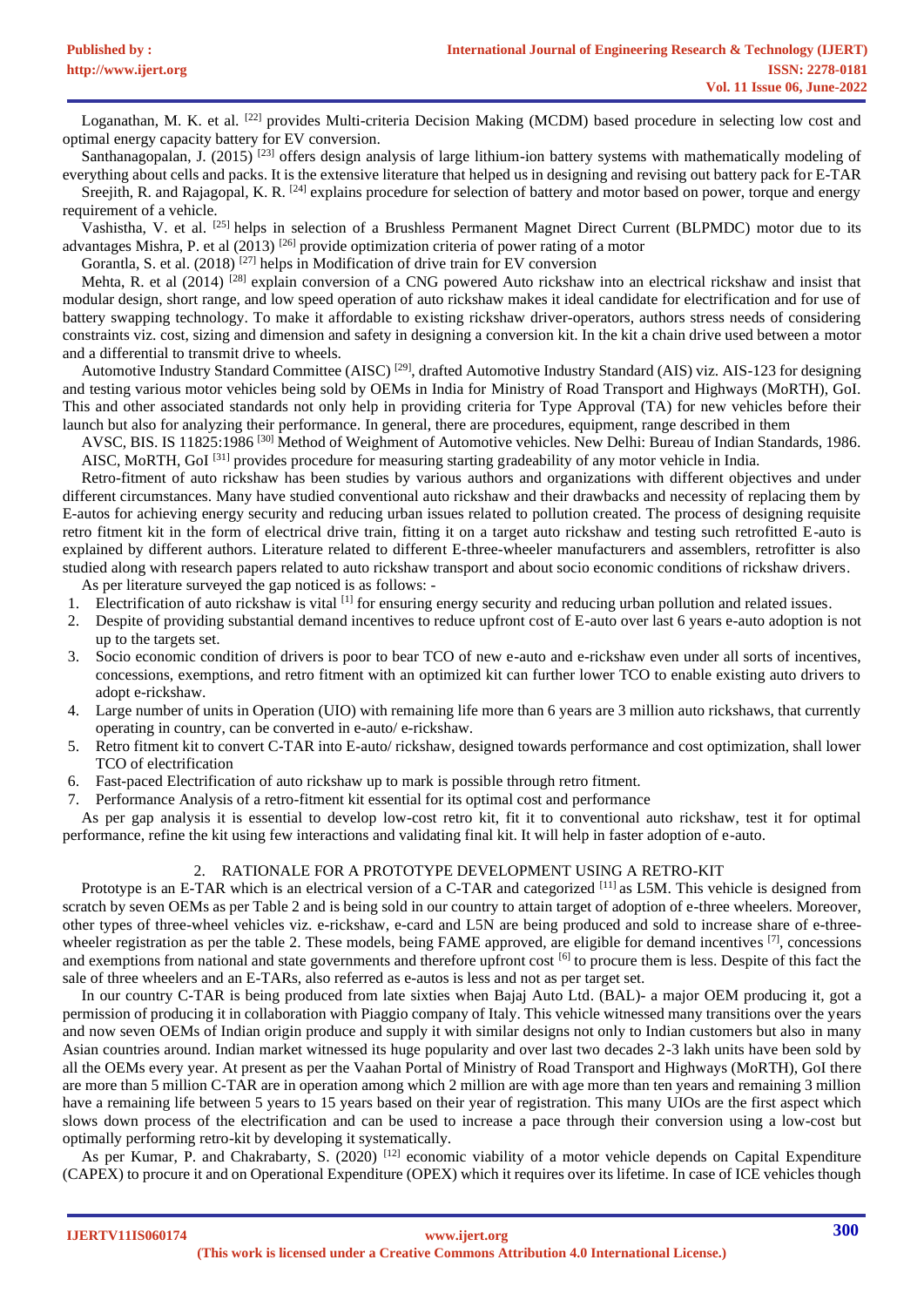Loganathan, M. K. et al. [22] provides Multi-criteria Decision Making (MCDM) based procedure in selecting low cost and optimal energy capacity battery for EV conversion.

Santhanagopalan, J. (2015) [23] offers design analysis of large lithium-ion battery systems with mathematically modeling of everything about cells and packs. It is the extensive literature that helped us in designing and revising out battery pack for E-TAR

Sreejith, R. and Rajagopal, K. R. [24] explains procedure for selection of battery and motor based on power, torque and energy requirement of a vehicle.

Vashistha, V. et al. [25] helps in selection of a Brushless Permanent Magnet Direct Current (BLPMDC) motor due to its advantages Mishra, P. et al (2013) [26] provide optimization criteria of power rating of a motor

Gorantla, S. et al. (2018) [27] helps in Modification of drive train for EV conversion

Mehta, R. et al (2014) [28] explain conversion of a CNG powered Auto rickshaw into an electrical rickshaw and insist that modular design, short range, and low speed operation of auto rickshaw makes it ideal candidate for electrification and for use of battery swapping technology. To make it affordable to existing rickshaw driver-operators, authors stress needs of considering constraints viz. cost, sizing and dimension and safety in designing a conversion kit. In the kit a chain drive used between a motor and a differential to transmit drive to wheels.

Automotive Industry Standard Committee (AISC) [29], drafted Automotive Industry Standard (AIS) viz. AIS-123 for designing and testing various motor vehicles being sold by OEMs in India for Ministry of Road Transport and Highways (MoRTH), GoI. This and other associated standards not only help in providing criteria for Type Approval (TA) for new vehicles before their launch but also for analyzing their performance. In general, there are procedures, equipment, range described in them

AVSC, BIS. IS 11825:1986 [30] Method of Weighment of Automotive vehicles. New Delhi: Bureau of Indian Standards, 1986.

AISC, MoRTH, GoI [31] provides procedure for measuring starting gradeability of any motor vehicle in India.

Retro-fitment of auto rickshaw has been studies by various authors and organizations with different objectives and under different circumstances. Many have studied conventional auto rickshaw and their drawbacks and necessity of replacing them by E-autos for achieving energy security and reducing urban issues related to pollution created. The process of designing requisite retro fitment kit in the form of electrical drive train, fitting it on a target auto rickshaw and testing such retrofitted E-auto is explained by different authors. Literature related to different E-three-wheeler manufacturers and assemblers, retrofitter is also studied along with research papers related to auto rickshaw transport and about socio economic conditions of rickshaw drivers.

As per literature surveyed the gap noticed is as follows: -

1. Electrification of auto rickshaw is vital [1] for ensuring energy security and reducing urban pollution and related issues.
2. Despite of providing substantial demand incentives to reduce upfront cost of E-auto over last 6 years e-auto adoption is not up to the targets set.
3. Socio economic condition of drivers is poor to bear TCO of new e-auto and e-rickshaw even under all sorts of incentives, concessions, exemptions, and retro fitment with an optimized kit can further lower TCO to enable existing auto drivers to adopt e-rickshaw.
4. Large number of units in Operation (UIO) with remaining life more than 6 years are 3 million auto rickshaws, that currently operating in country, can be converted in e-auto/ e-rickshaw.
5. Retro fitment kit to convert C-TAR into E-auto/ rickshaw, designed towards performance and cost optimization, shall lower TCO of electrification
6. Fast-paced Electrification of auto rickshaw up to mark is possible through retro fitment.
7. Performance Analysis of a retro-fitment kit essential for its optimal cost and performance

As per gap analysis it is essential to develop low-cost retro kit, fit it to conventional auto rickshaw, test it for optimal performance, refine the kit using few interactions and validating final kit. It will help in faster adoption of e-auto.

## 2. RATIONALE FOR A PROTOTYPE DEVELOPMENT USING A RETRO-KIT

Prototype is an E-TAR which is an electrical version of a C-TAR and categorized [11] as L5M. This vehicle is designed from scratch by seven OEMs as per Table 2 and is being sold in our country to attain target of adoption of e-three wheelers. Moreover, other types of three-wheel vehicles viz. e-rickshaw, e-card and L5N are being produced and sold to increase share of e-three-wheeler registration as per the table 2. These models, being FAME approved, are eligible for demand incentives [7], concessions and exemptions from national and state governments and therefore upfront cost [6] to procure them is less. Despite of this fact the sale of three wheelers and an E-TARs, also referred as e-autos is less and not as per target set.

In our country C-TAR is being produced from late sixties when Bajaj Auto Ltd. (BAL)- a major OEM producing it, got a permission of producing it in collaboration with Piaggio company of Italy. This vehicle witnessed many transitions over the years and now seven OEMs of Indian origin produce and supply it with similar designs not only to Indian customers but also in many Asian countries around. Indian market witnessed its huge popularity and over last two decades 2-3 lakh units have been sold by all the OEMs every year. At present as per the Vaahan Portal of Ministry of Road Transport and Highways (MoRTH), GoI there are more than 5 million C-TAR are in operation among which 2 million are with age more than ten years and remaining 3 million have a remaining life between 5 years to 15 years based on their year of registration. This many UIOs are the first aspect which slows down process of the electrification and can be used to increase a pace through their conversion using a low-cost but optimally performing retro-kit by developing it systematically.

As per Kumar, P. and Chakrabarty, S. (2020) [12] economic viability of a motor vehicle depends on Capital Expenditure (CAPEX) to procure it and on Operational Expenditure (OPEX) which it requires over its lifetime. In case of ICE vehicles though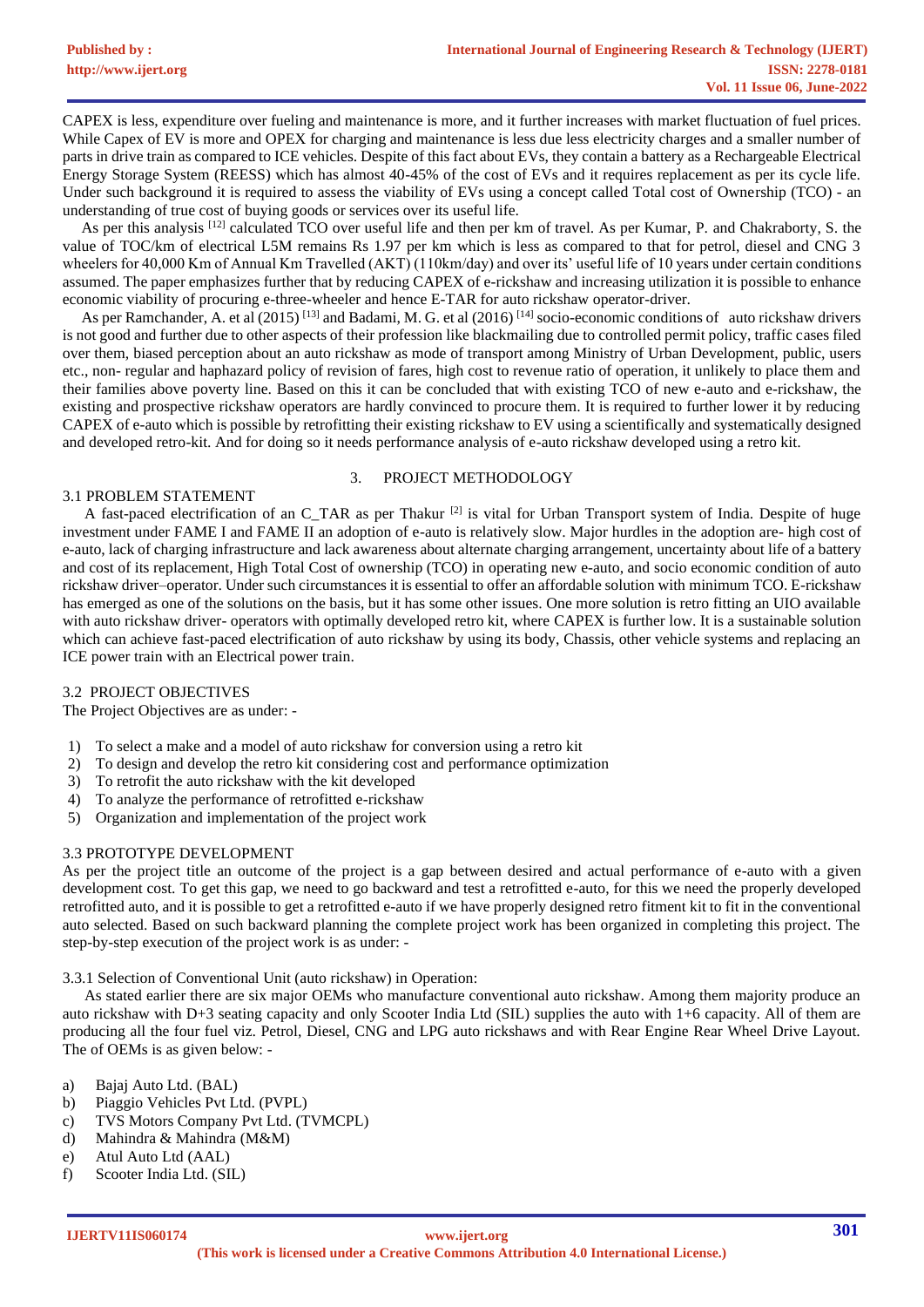CAPEX is less, expenditure over fueling and maintenance is more, and it further increases with market fluctuation of fuel prices. While Capex of EV is more and OPEX for charging and maintenance is less due less electricity charges and a smaller number of parts in drive train as compared to ICE vehicles. Despite of this fact about EVs, they contain a battery as a Rechargeable Electrical Energy Storage System (REESS) which has almost 40-45% of the cost of EVs and it requires replacement as per its cycle life. Under such background it is required to assess the viability of EVs using a concept called Total cost of Ownership (TCO) - an understanding of true cost of buying goods or services over its useful life.

As per this analysis [12] calculated TCO over useful life and then per km of travel. As per Kumar, P. and Chakraborty, S. the value of TOC/km of electrical L5M remains Rs 1.97 per km which is less as compared to that for petrol, diesel and CNG 3 wheelers for 40,000 Km of Annual Km Travelled (AKT) (110km/day) and over its' useful life of 10 years under certain conditions assumed. The paper emphasizes further that by reducing CAPEX of e-rickshaw and increasing utilization it is possible to enhance economic viability of procuring e-three-wheeler and hence E-TAR for auto rickshaw operator-driver.

As per Ramchander, A. et al (2015) [13] and Badami, M. G. et al (2016) [14] socio-economic conditions of auto rickshaw drivers is not good and further due to other aspects of their profession like blackmailing due to controlled permit policy, traffic cases filed over them, biased perception about an auto rickshaw as mode of transport among Ministry of Urban Development, public, users etc., non- regular and haphazard policy of revision of fares, high cost to revenue ratio of operation, it unlikely to place them and their families above poverty line. Based on this it can be concluded that with existing TCO of new e-auto and e-rickshaw, the existing and prospective rickshaw operators are hardly convinced to procure them. It is required to further lower it by reducing CAPEX of e-auto which is possible by retrofitting their existing rickshaw to EV using a scientifically and systematically designed and developed retro-kit. And for doing so it needs performance analysis of e-auto rickshaw developed using a retro kit.

## 3. PROJECT METHODOLOGY

### 3.1 PROBLEM STATEMENT

A fast-paced electrification of an C_TAR as per Thakur [2] is vital for Urban Transport system of India. Despite of huge investment under FAME I and FAME II an adoption of e-auto is relatively slow. Major hurdles in the adoption are- high cost of e-auto, lack of charging infrastructure and lack awareness about alternate charging arrangement, uncertainty about life of a battery and cost of its replacement, High Total Cost of ownership (TCO) in operating new e-auto, and socio economic condition of auto rickshaw driver–operator. Under such circumstances it is essential to offer an affordable solution with minimum TCO. E-rickshaw has emerged as one of the solutions on the basis, but it has some other issues. One more solution is retro fitting an UIO available with auto rickshaw driver- operators with optimally developed retro kit, where CAPEX is further low. It is a sustainable solution which can achieve fast-paced electrification of auto rickshaw by using its body, Chassis, other vehicle systems and replacing an ICE power train with an Electrical power train.

### 3.2 PROJECT OBJECTIVES

The Project Objectives are as under: -

1) To select a make and a model of auto rickshaw for conversion using a retro kit
2) To design and develop the retro kit considering cost and performance optimization
3) To retrofit the auto rickshaw with the kit developed
4) To analyze the performance of retrofitted e-rickshaw
5) Organization and implementation of the project work

### 3.3 PROTOTYPE DEVELOPMENT

As per the project title an outcome of the project is a gap between desired and actual performance of e-auto with a given development cost. To get this gap, we need to go backward and test a retrofitted e-auto, for this we need the properly developed retrofitted auto, and it is possible to get a retrofitted e-auto if we have properly designed retro fitment kit to fit in the conventional auto selected. Based on such backward planning the complete project work has been organized in completing this project. The step-by-step execution of the project work is as under: -

#### 3.3.1 Selection of Conventional Unit (auto rickshaw) in Operation:

As stated earlier there are six major OEMs who manufacture conventional auto rickshaw. Among them majority produce an auto rickshaw with D+3 seating capacity and only Scooter India Ltd (SIL) supplies the auto with 1+6 capacity. All of them are producing all the four fuel viz. Petrol, Diesel, CNG and LPG auto rickshaws and with Rear Engine Rear Wheel Drive Layout. The of OEMs is as given below: -

a) Bajaj Auto Ltd. (BAL)
b) Piaggio Vehicles Pvt Ltd. (PVPL)
c) TVS Motors Company Pvt Ltd. (TVMCPL)
d) Mahindra & Mahindra (M&M)
e) Atul Auto Ltd (AAL)
f) Scooter India Ltd. (SIL)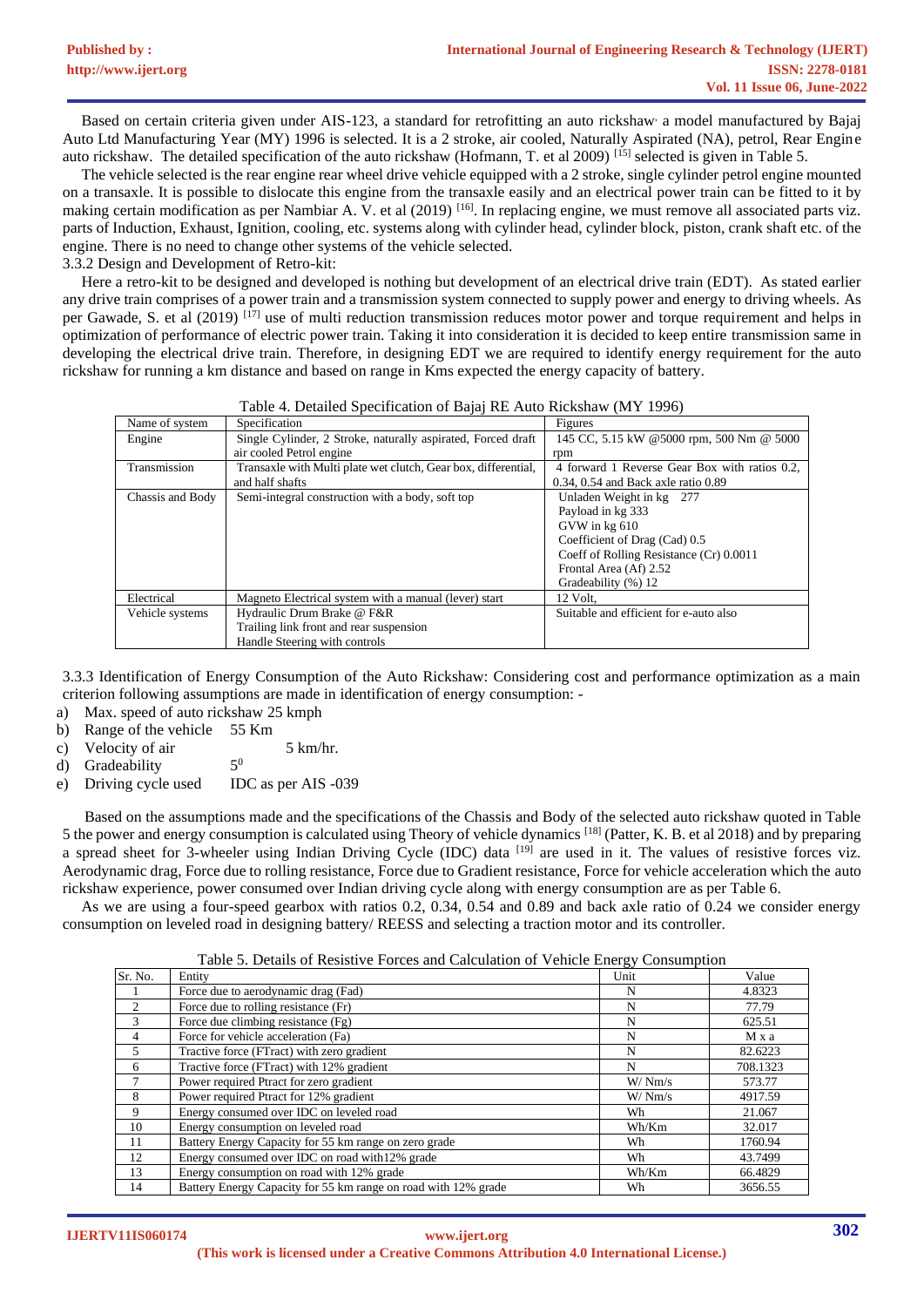Based on certain criteria given under AIS-123, a standard for retrofitting an auto rickshaw, a model manufactured by Bajaj Auto Ltd Manufacturing Year (MY) 1996 is selected. It is a 2 stroke, air cooled, Naturally Aspirated (NA), petrol, Rear Engine auto rickshaw. The detailed specification of the auto rickshaw (Hofmann, T. et al 2009) [15] selected is given in Table 5.

The vehicle selected is the rear engine rear wheel drive vehicle equipped with a 2 stroke, single cylinder petrol engine mounted on a transaxle. It is possible to dislocate this engine from the transaxle easily and an electrical power train can be fitted to it by making certain modification as per Nambiar A. V. et al (2019) [16]. In replacing engine, we must remove all associated parts viz. parts of Induction, Exhaust, Ignition, cooling, etc. systems along with cylinder head, cylinder block, piston, crank shaft etc. of the engine. There is no need to change other systems of the vehicle selected.

3.3.2 Design and Development of Retro-kit:

Here a retro-kit to be designed and developed is nothing but development of an electrical drive train (EDT). As stated earlier any drive train comprises of a power train and a transmission system connected to supply power and energy to driving wheels. As per Gawade, S. et al (2019) [17] use of multi reduction transmission reduces motor power and torque requirement and helps in optimization of performance of electric power train. Taking it into consideration it is decided to keep entire transmission same in developing the electrical drive train. Therefore, in designing EDT we are required to identify energy requirement for the auto rickshaw for running a km distance and based on range in Kms expected the energy capacity of battery.

Table 4. Detailed Specification of Bajaj RE Auto Rickshaw (MY 1996)

| Name of system | Specification | Figures |
|---|---|---|
| Engine | Single Cylinder, 2 Stroke, naturally aspirated, Forced draft air cooled Petrol engine | 145 CC, 5.15 kW @5000 rpm, 500 Nm @ 5000 rpm |
| Transmission | Transaxle with Multi plate wet clutch, Gear box, differential, and half shafts | 4 forward 1 Reverse Gear Box with ratios 0.2, 0.34, 0.54 and Back axle ratio 0.89 |
| Chassis and Body | Semi-integral construction with a body, soft top | Unladen Weight in kg 277<br>Payload in kg 333<br>GVW in kg 610<br>Coefficient of Drag (Cad) 0.5<br>Coeff of Rolling Resistance (Cr) 0.0011<br>Frontal Area (Af) 2.52<br>Gradeability (%) 12 |
| Electrical | Magneto Electrical system with a manual (lever) start | 12 Volt, |
| Vehicle systems | Hydraulic Drum Brake @ F&R<br>Trailing link front and rear suspension<br>Handle Steering with controls | Suitable and efficient for e-auto also |

3.3.3 Identification of Energy Consumption of the Auto Rickshaw: Considering cost and performance optimization as a main criterion following assumptions are made in identification of energy consumption: -

a) Max. speed of auto rickshaw 25 kmph
b) Range of the vehicle 55 Km
c) Velocity of air 5 km/hr.
d) Gradeability $5^0$
e) Driving cycle used IDC as per AIS -039

Based on the assumptions made and the specifications of the Chassis and Body of the selected auto rickshaw quoted in Table 5 the power and energy consumption is calculated using Theory of vehicle dynamics [18] (Patter, K. B. et al 2018) and by preparing a spread sheet for 3-wheeler using Indian Driving Cycle (IDC) data [19] are used in it. The values of resistive forces viz. Aerodynamic drag, Force due to rolling resistance, Force due to Gradient resistance, Force for vehicle acceleration which the auto rickshaw experience, power consumed over Indian driving cycle along with energy consumption are as per Table 6.

As we are using a four-speed gearbox with ratios 0.2, 0.34, 0.54 and 0.89 and back axle ratio of 0.24 we consider energy consumption on leveled road in designing battery/ REESS and selecting a traction motor and its controller.

Table 5. Details of Resistive Forces and Calculation of Vehicle Energy Consumption

| Sr. No. | Entity | Unit | Value |
|---|---|---|---|
| 1 | Force due to aerodynamic drag (Fad) | N | 4.8323 |
| 2 | Force due to rolling resistance (Fr) | N | 77.79 |
| 3 | Force due climbing resistance (Fg) | N | 625.51 |
| 4 | Force for vehicle acceleration (Fa) | N | M x a |
| 5 | Tractive force (FTract) with zero gradient | N | 82.6223 |
| 6 | Tractive force (FTract) with 12% gradient | N | 708.1323 |
| 7 | Power required Ptract for zero gradient | W/ Nm/s | 573.77 |
| 8 | Power required Ptract for 12% gradient | W/ Nm/s | 4917.59 |
| 9 | Energy consumed over IDC on leveled road | Wh | 21.067 |
| 10 | Energy consumption on leveled road | Wh/Km | 32.017 |
| 11 | Battery Energy Capacity for 55 km range on zero grade | Wh | 1760.94 |
| 12 | Energy consumed over IDC on road with12% grade | Wh | 43.7499 |
| 13 | Energy consumption on road with 12% grade | Wh/Km | 66.4829 |
| 14 | Battery Energy Capacity for 55 km range on road with 12% grade | Wh | 3656.55 |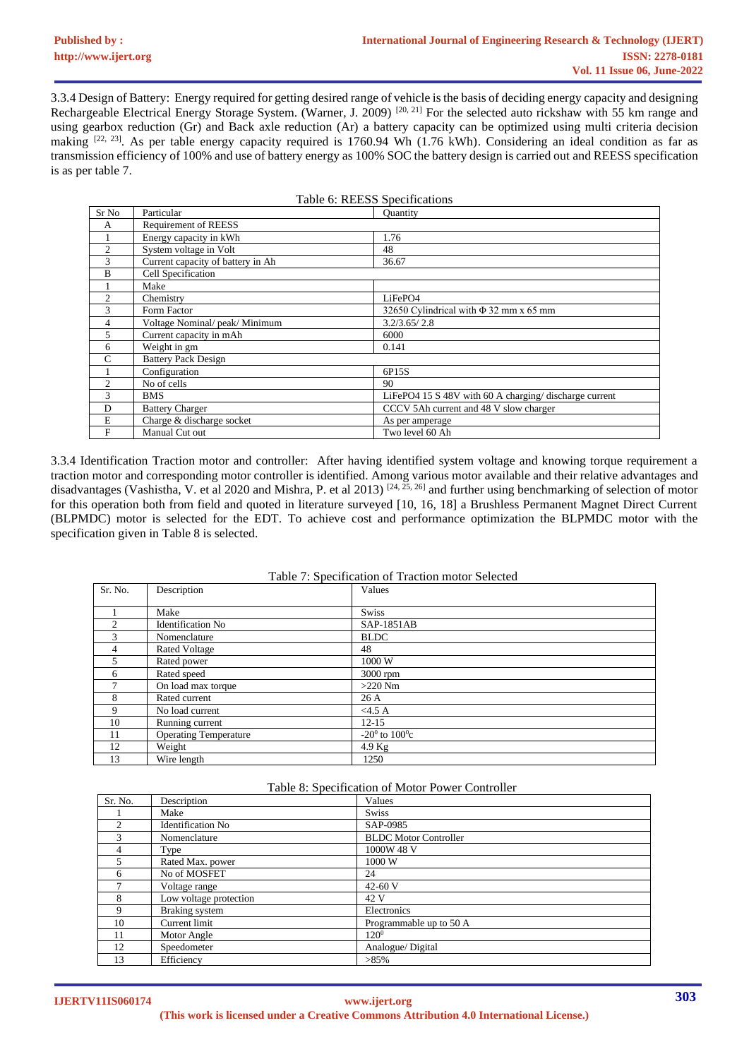3.3.4 Design of Battery: Energy required for getting desired range of vehicle is the basis of deciding energy capacity and designing Rechargeable Electrical Energy Storage System. (Warner, J. 2009) [20, 21] For the selected auto rickshaw with 55 km range and using gearbox reduction (Gr) and Back axle reduction (Ar) a battery capacity can be optimized using multi criteria decision making [22, 23]. As per table energy capacity required is 1760.94 Wh (1.76 kWh). Considering an ideal condition as far as transmission efficiency of 100% and use of battery energy as 100% SOC the battery design is carried out and REESS specification is as per table 7.

Table 6: REESS Specifications

| Sr No | Particular | Quantity |
|---|---|---|
| A | Requirement of REESS | |
| 1 | Energy capacity in kWh | 1.76 |
| 2 | System voltage in Volt | 48 |
| 3 | Current capacity of battery in Ah | 36.67 |
| B | Cell Specification | |
| 1 | Make | |
| 2 | Chemistry | LiFePO4 |
| 3 | Form Factor | 32650 Cylindrical with Φ 32 mm x 65 mm |
| 4 | Voltage Nominal/ peak/ Minimum | 3.2/3.65/ 2.8 |
| 5 | Current capacity in mAh | 6000 |
| 6 | Weight in gm | 0.141 |
| C | Battery Pack Design | |
| 1 | Configuration | 6P15S |
| 2 | No of cells | 90 |
| 3 | BMS | LiFePO4 15 S 48V with 60 A charging/ discharge current |
| D | Battery Charger | CCCV 5Ah current and 48 V slow charger |
| E | Charge & discharge socket | As per amperage |
| F | Manual Cut out | Two level 60 Ah |

3.3.4 Identification Traction motor and controller: After having identified system voltage and knowing torque requirement a traction motor and corresponding motor controller is identified. Among various motor available and their relative advantages and disadvantages (Vashistha, V. et al 2020 and Mishra, P. et al 2013) [24, 25, 26] and further using benchmarking of selection of motor for this operation both from field and quoted in literature surveyed [10, 16, 18] a Brushless Permanent Magnet Direct Current (BLPMDC) motor is selected for the EDT. To achieve cost and performance optimization the BLPMDC motor with the specification given in Table 8 is selected.

Table 7: Specification of Traction motor Selected

| Sr. No. | Description | Values |
|---|---|---|
| 1 | Make | Swiss |
| 2 | Identification No | SAP-1851AB |
| 3 | Nomenclature | BLDC |
| 4 | Rated Voltage | 48 |
| 5 | Rated power | 1000 W |
| 6 | Rated speed | 3000 rpm |
| 7 | On load max torque | >220 Nm |
| 8 | Rated current | 26 A |
| 9 | No load current | <4.5 A |
| 10 | Running current | 12-15 |
| 11 | Operating Temperature | $-20^0$ to $100^0$c |
| 12 | Weight | 4.9 Kg |
| 13 | Wire length | 1250 |

Table 8: Specification of Motor Power Controller

| Sr. No. | Description | Values |
|---|---|---|
| 1 | Make | Swiss |
| 2 | Identification No | SAP-0985 |
| 3 | Nomenclature | BLDC Motor Controller |
| 4 | Type | 1000W 48 V |
| 5 | Rated Max. power | 1000 W |
| 6 | No of MOSFET | 24 |
| 7 | Voltage range | 42-60 V |
| 8 | Low voltage protection | 42 V |
| 9 | Braking system | Electronics |
| 10 | Current limit | Programmable up to 50 A |
| 11 | Motor Angle | $120^0$ |
| 12 | Speedometer | Analogue/ Digital |
| 13 | Efficiency | >85% |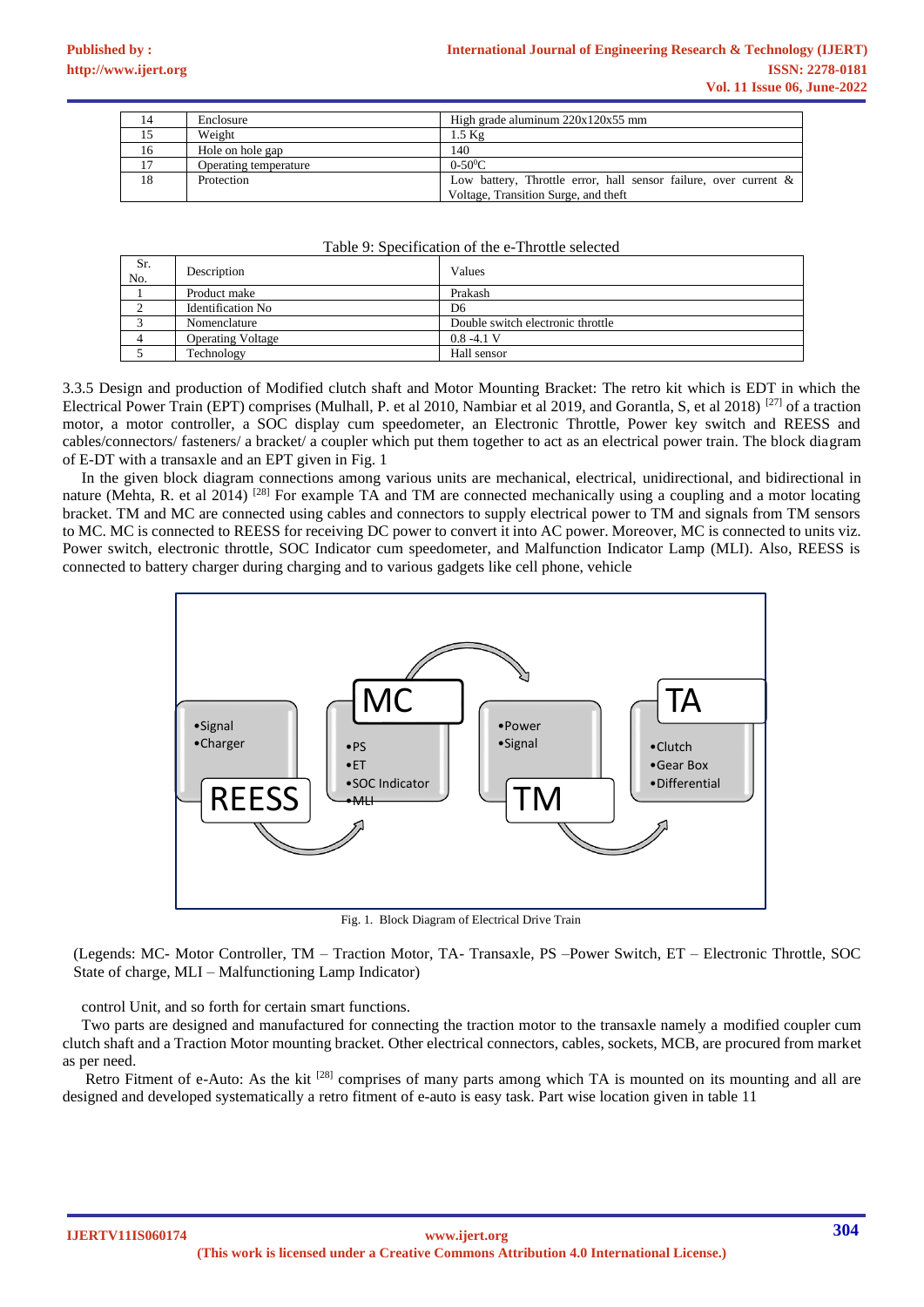| 14 | Enclosure | High grade aluminum 220x120x55 mm |
|---|---|---|
| 15 | Weight | 1.5 Kg |
| 16 | Hole on hole gap | 140 |
| 17 | Operating temperature | 0-50$^0$C |
| 18 | Protection | Low battery, Throttle error, hall sensor failure, over current & Voltage, Transition Surge, and theft |

Table 9: Specification of the e-Throttle selected

| Sr. No. | Description | Values |
|---|---|---|
| 1 | Product make | Prakash |
| 2 | Identification No | D6 |
| 3 | Nomenclature | Double switch electronic throttle |
| 4 | Operating Voltage | 0.8 -4.1 V |
| 5 | Technology | Hall sensor |

3.3.5 Design and production of Modified clutch shaft and Motor Mounting Bracket: The retro kit which is EDT in which the Electrical Power Train (EPT) comprises (Mulhall, P. et al 2010, Nambiar et al 2019, and Gorantla, S, et al 2018) [27] of a traction motor, a motor controller, a SOC display cum speedometer, an Electronic Throttle, Power key switch and REESS and cables/connectors/ fasteners/ a bracket/ a coupler which put them together to act as an electrical power train. The block diagram of E-DT with a transaxle and an EPT given in Fig. 1

In the given block diagram connections among various units are mechanical, electrical, unidirectional, and bidirectional in nature (Mehta, R. et al 2014) [28] For example TA and TM are connected mechanically using a coupling and a motor locating bracket. TM and MC are connected using cables and connectors to supply electrical power to TM and signals from TM sensors to MC. MC is connected to REESS for receiving DC power to convert it into AC power. Moreover, MC is connected to units viz. Power switch, electronic throttle, SOC Indicator cum speedometer, and Malfunction Indicator Lamp (MLI). Also, REESS is connected to battery charger during charging and to various gadgets like cell phone, vehicle

Fig. 1. Block Diagram of Electrical Drive Train

(Legends: MC- Motor Controller, TM – Traction Motor, TA- Transaxle, PS –Power Switch, ET – Electronic Throttle, SOC State of charge, MLI – Malfunctioning Lamp Indicator)

control Unit, and so forth for certain smart functions.

Two parts are designed and manufactured for connecting the traction motor to the transaxle namely a modified coupler cum clutch shaft and a Traction Motor mounting bracket. Other electrical connectors, cables, sockets, MCB, are procured from market as per need.

Retro Fitment of e-Auto: As the kit [28] comprises of many parts among which TA is mounted on its mounting and all are designed and developed systematically a retro fitment of e-auto is easy task. Part wise location given in table 11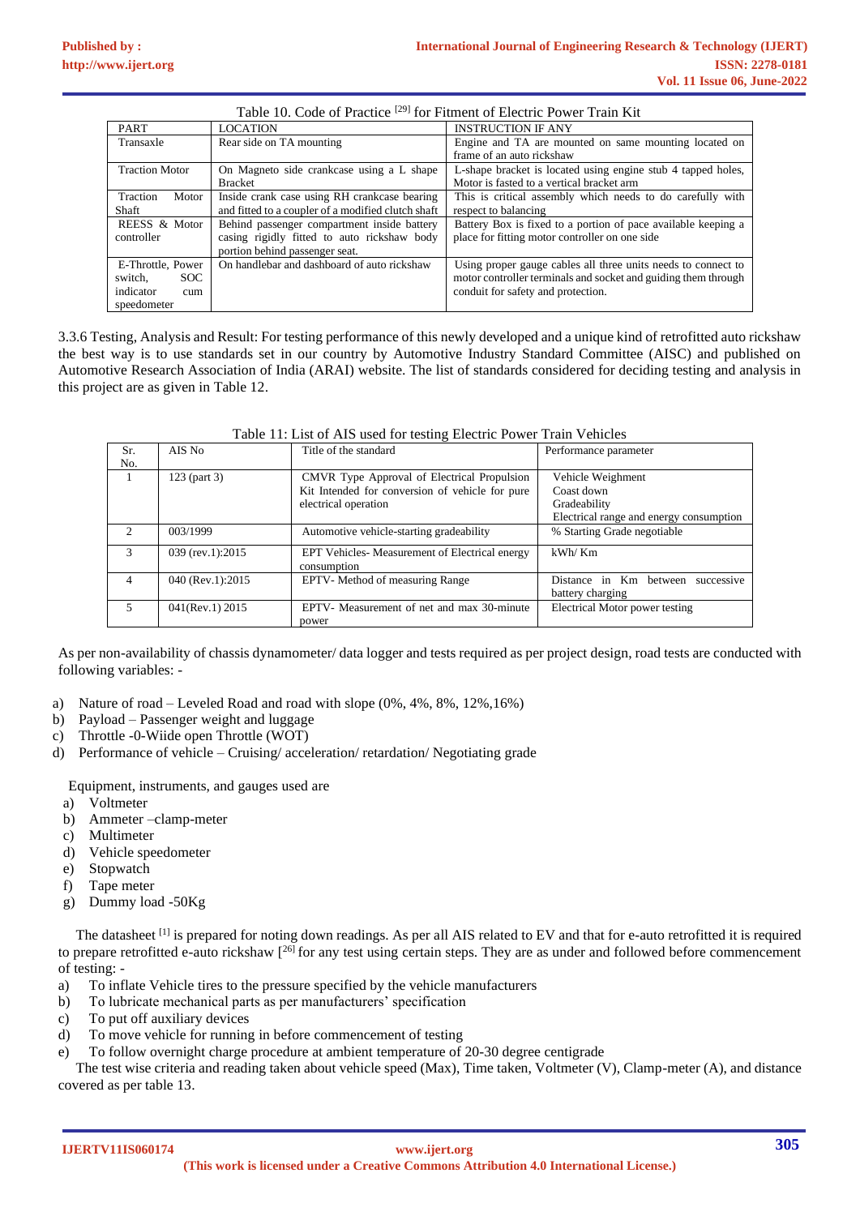Table 10. Code of Practice [29] for Fitment of Electric Power Train Kit

| PART | LOCATION | INSTRUCTION IF ANY |
|---|---|---|
| Transaxle | Rear side on TA mounting | Engine and TA are mounted on same mounting located on frame of an auto rickshaw |
| Traction Motor | On Magneto side crankcase using a L shape Bracket | L-shape bracket is located using engine stub 4 tapped holes, Motor is fasted to a vertical bracket arm |
| Traction Motor Shaft | Inside crank case using RH crankcase bearing and fitted to a coupler of a modified clutch shaft | This is critical assembly which needs to do carefully with respect to balancing |
| REESS & Motor controller | Behind passenger compartment inside battery casing rigidly fitted to auto rickshaw body portion behind passenger seat. | Battery Box is fixed to a portion of pace available keeping a place for fitting motor controller on one side |
| E-Throttle, Power switch, SOC indicator cum speedometer | On handlebar and dashboard of auto rickshaw | Using proper gauge cables all three units needs to connect to motor controller terminals and socket and guiding them through conduit for safety and protection. |

3.3.6 Testing, Analysis and Result: For testing performance of this newly developed and a unique kind of retrofitted auto rickshaw the best way is to use standards set in our country by Automotive Industry Standard Committee (AISC) and published on Automotive Research Association of India (ARAI) website. The list of standards considered for deciding testing and analysis in this project are as given in Table 12.

Table 11: List of AIS used for testing Electric Power Train Vehicles

| Sr. No. | AIS No | Title of the standard | Performance parameter |
|---|---|---|---|
| 1 | 123 (part 3) | CMVR Type Approval of Electrical Propulsion Kit Intended for conversion of vehicle for pure electrical operation | Vehicle Weighment<br>Coast down<br>Gradeability<br>Electrical range and energy consumption |
| 2 | 003/1999 | Automotive vehicle-starting gradeability | % Starting Grade negotiable |
| 3 | 039 (rev.1):2015 | EPT Vehicles- Measurement of Electrical energy consumption | kWh/ Km |
| 4 | 040 (Rev.1):2015 | EPTV- Method of measuring Range | Distance in Km between successive battery charging |
| 5 | 041(Rev.1) 2015 | EPTV- Measurement of net and max 30-minute power | Electrical Motor power testing |

As per non-availability of chassis dynamometer/ data logger and tests required as per project design, road tests are conducted with following variables: -

a) Nature of road – Leveled Road and road with slope (0%, 4%, 8%, 12%,16%)
b) Payload – Passenger weight and luggage
c) Throttle -0-Wiide open Throttle (WOT)
d) Performance of vehicle – Cruising/ acceleration/ retardation/ Negotiating grade

Equipment, instruments, and gauges used are

a) Voltmeter
b) Ammeter –clamp-meter
c) Multimeter
d) Vehicle speedometer
e) Stopwatch
f) Tape meter
g) Dummy load -50Kg

The datasheet [1] is prepared for noting down readings. As per all AIS related to EV and that for e-auto retrofitted it is required to prepare retrofitted e-auto rickshaw [26] for any test using certain steps. They are as under and followed before commencement of testing: -

a) To inflate Vehicle tires to the pressure specified by the vehicle manufacturers
b) To lubricate mechanical parts as per manufacturers' specification
c) To put off auxiliary devices
d) To move vehicle for running in before commencement of testing
e) To follow overnight charge procedure at ambient temperature of 20-30 degree centigrade

The test wise criteria and reading taken about vehicle speed (Max), Time taken, Voltmeter (V), Clamp-meter (A), and distance covered as per table 13.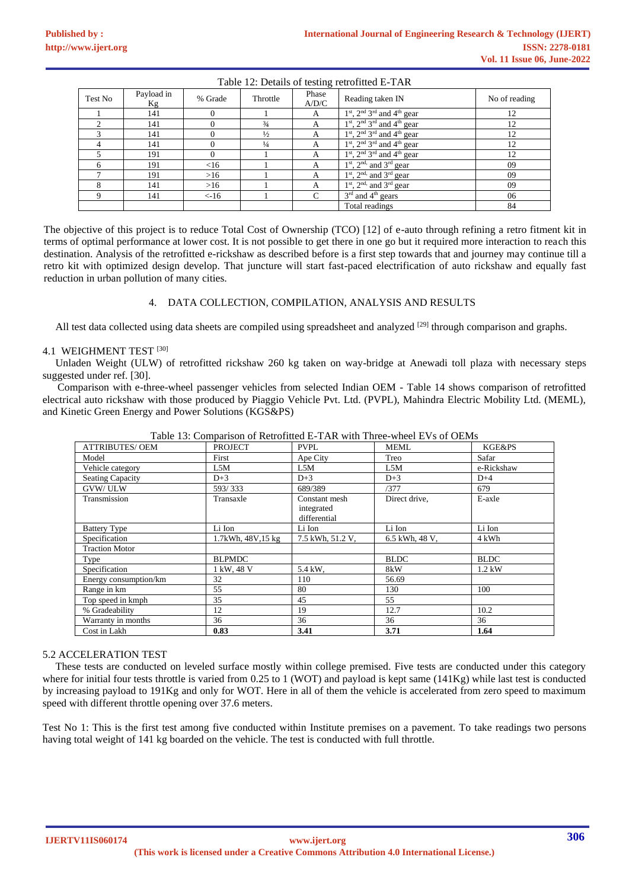Table 12: Details of testing retrofitted E-TAR

| Test No | Payload in Kg | % Grade | Throttle | Phase A/D/C | Reading taken IN | No of reading |
|---|---|---|---|---|---|---|
| 1 | 141 | 0 | 1 | A | 1st, 2nd 3rd and 4th gear | 12 |
| 2 | 141 | 0 | ¾ | A | 1st, 2nd 3rd and 4th gear | 12 |
| 3 | 141 | 0 | ½ | A | 1st, 2nd 3rd and 4th gear | 12 |
| 4 | 141 | 0 | ¼ | A | 1st, 2nd 3rd and 4th gear | 12 |
| 5 | 191 | 0 | 1 | A | 1st, 2nd 3rd and 4th gear | 12 |
| 6 | 191 | <16 | 1 | A | 1st, 2nd, and 3rd gear | 09 |
| 7 | 191 | >16 | 1 | A | 1st, 2nd, and 3rd gear | 09 |
| 8 | 141 | >16 | 1 | A | 1st, 2nd, and 3rd gear | 09 |
| 9 | 141 | <-16 | 1 | C | 3rd and 4th gears | 06 |
| | | | | | Total readings | 84 |

The objective of this project is to reduce Total Cost of Ownership (TCO) [12] of e-auto through refining a retro fitment kit in terms of optimal performance at lower cost. It is not possible to get there in one go but it required more interaction to reach this destination. Analysis of the retrofitted e-rickshaw as described before is a first step towards that and journey may continue till a retro kit with optimized design develop. That juncture will start fast-paced electrification of auto rickshaw and equally fast reduction in urban pollution of many cities.

## 4. DATA COLLECTION, COMPILATION, ANALYSIS AND RESULTS

All test data collected using data sheets are compiled using spreadsheet and analyzed [29] through comparison and graphs.

### 4.1 WEIGHMENT TEST [30]

Unladen Weight (ULW) of retrofitted rickshaw 260 kg taken on way-bridge at Anewadi toll plaza with necessary steps suggested under ref. [30].

Comparison with e-three-wheel passenger vehicles from selected Indian OEM - Table 14 shows comparison of retrofitted electrical auto rickshaw with those produced by Piaggio Vehicle Pvt. Ltd. (PVPL), Mahindra Electric Mobility Ltd. (MEML), and Kinetic Green Energy and Power Solutions (KGS&PS)

Table 13: Comparison of Retrofitted E-TAR with Three-wheel EVs of OEMs

| ATTRIBUTES/ OEM | PROJECT | PVPL | MEML | KGE&PS |
|---|---|---|---|---|
| Model | First | Ape City | Treo | Safar |
| Vehicle category | L5M | L5M | L5M | e-Rickshaw |
| Seating Capacity | D+3 | D+3 | D+3 | D+4 |
| GVW/ ULW | 593/ 333 | 689/389 | /377 | 679 |
| Transmission | Transaxle | Constant mesh integrated differential | Direct drive, | E-axle |
| Battery Type | Li Ion | Li Ion | Li Ion | Li Ion |
| Specification | 1.7kWh, 48V,15 kg | 7.5 kWh, 51.2 V, | 6.5 kWh, 48 V, | 4 kWh |
| Traction Motor | | | | |
| Type | BLPMDC | | BLDC | BLDC |
| Specification | 1 kW, 48 V | 5.4 kW, | 8kW | 1.2 kW |
| Energy consumption/km | 32 | 110 | 56.69 | |
| Range in km | 55 | 80 | 130 | 100 |
| Top speed in kmph | 35 | 45 | 55 | |
| % Gradeability | 12 | 19 | 12.7 | 10.2 |
| Warranty in months | 36 | 36 | 36 | 36 |
| Cost in Lakh | **0.83** | **3.41** | **3.71** | **1.64** |

### 5.2 ACCELERATION TEST

These tests are conducted on leveled surface mostly within college premised. Five tests are conducted under this category where for initial four tests throttle is varied from 0.25 to 1 (WOT) and payload is kept same (141Kg) while last test is conducted by increasing payload to 191Kg and only for WOT. Here in all of them the vehicle is accelerated from zero speed to maximum speed with different throttle opening over 37.6 meters.

Test No 1: This is the first test among five conducted within Institute premises on a pavement. To take readings two persons having total weight of 141 kg boarded on the vehicle. The test is conducted with full throttle.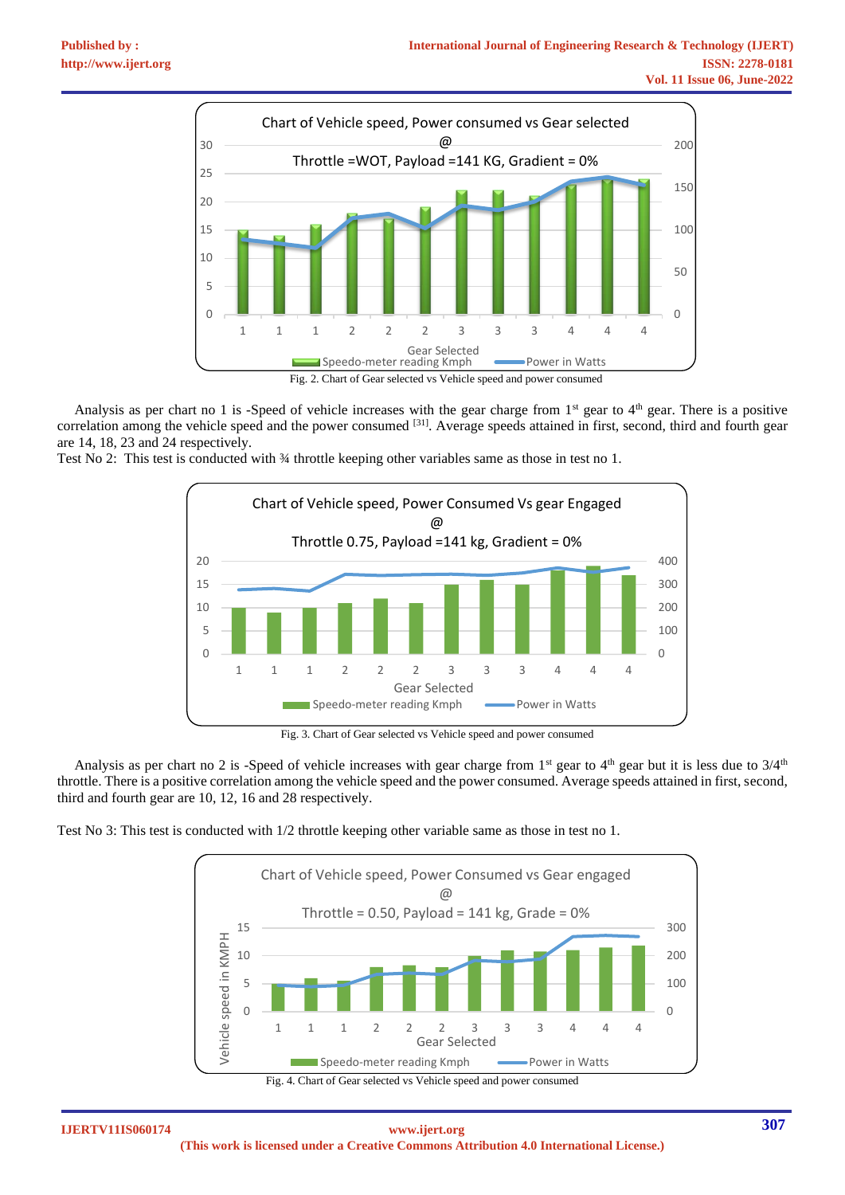Fig. 2. Chart of Gear selected vs Vehicle speed and power consumed

Analysis as per chart no 1 is -Speed of vehicle increases with the gear charge from 1st gear to 4th gear. There is a positive correlation among the vehicle speed and the power consumed [31]. Average speeds attained in first, second, third and fourth gear are 14, 18, 23 and 24 respectively.

Test No 2: This test is conducted with ¾ throttle keeping other variables same as those in test no 1.

Fig. 3. Chart of Gear selected vs Vehicle speed and power consumed

Analysis as per chart no 2 is -Speed of vehicle increases with gear charge from 1st gear to 4th gear but it is less due to 3/4th throttle. There is a positive correlation among the vehicle speed and the power consumed. Average speeds attained in first, second, third and fourth gear are 10, 12, 16 and 28 respectively.

Test No 3: This test is conducted with 1/2 throttle keeping other variable same as those in test no 1.

Fig. 4. Chart of Gear selected vs Vehicle speed and power consumed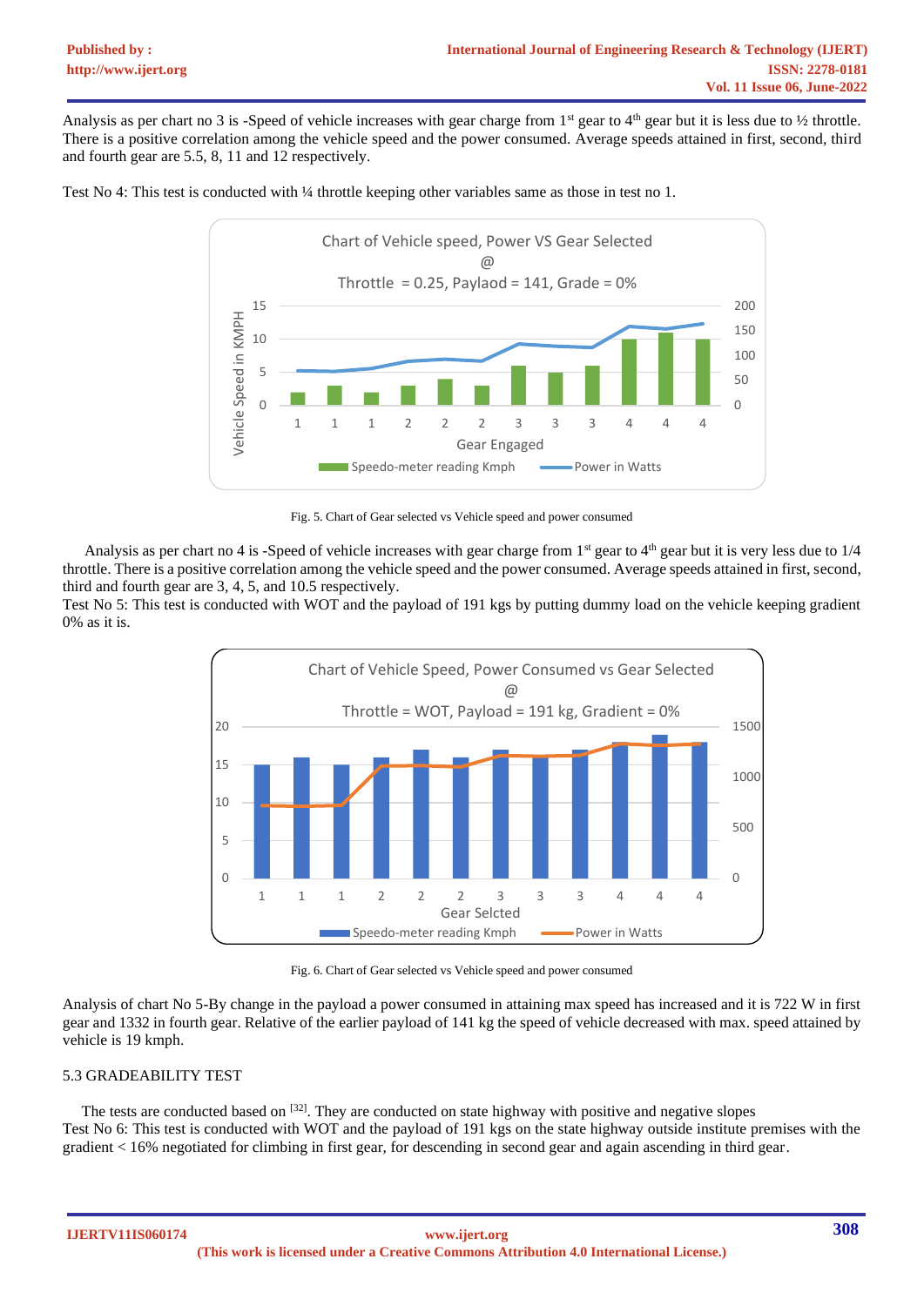Analysis as per chart no 3 is -Speed of vehicle increases with gear charge from 1st gear to 4th gear but it is less due to ½ throttle. There is a positive correlation among the vehicle speed and the power consumed. Average speeds attained in first, second, third and fourth gear are 5.5, 8, 11 and 12 respectively.

Test No 4: This test is conducted with ¼ throttle keeping other variables same as those in test no 1.

Fig. 5. Chart of Gear selected vs Vehicle speed and power consumed

Analysis as per chart no 4 is -Speed of vehicle increases with gear charge from 1st gear to 4th gear but it is very less due to 1/4 throttle. There is a positive correlation among the vehicle speed and the power consumed. Average speeds attained in first, second, third and fourth gear are 3, 4, 5, and 10.5 respectively.

Test No 5: This test is conducted with WOT and the payload of 191 kgs by putting dummy load on the vehicle keeping gradient 0% as it is.

Fig. 6. Chart of Gear selected vs Vehicle speed and power consumed

Analysis of chart No 5-By change in the payload a power consumed in attaining max speed has increased and it is 722 W in first gear and 1332 in fourth gear. Relative of the earlier payload of 141 kg the speed of vehicle decreased with max. speed attained by vehicle is 19 kmph.

## 5.3 GRADEABILITY TEST

The tests are conducted based on [32]. They are conducted on state highway with positive and negative slopes

Test No 6: This test is conducted with WOT and the payload of 191 kgs on the state highway outside institute premises with the gradient < 16% negotiated for climbing in first gear, for descending in second gear and again ascending in third gear.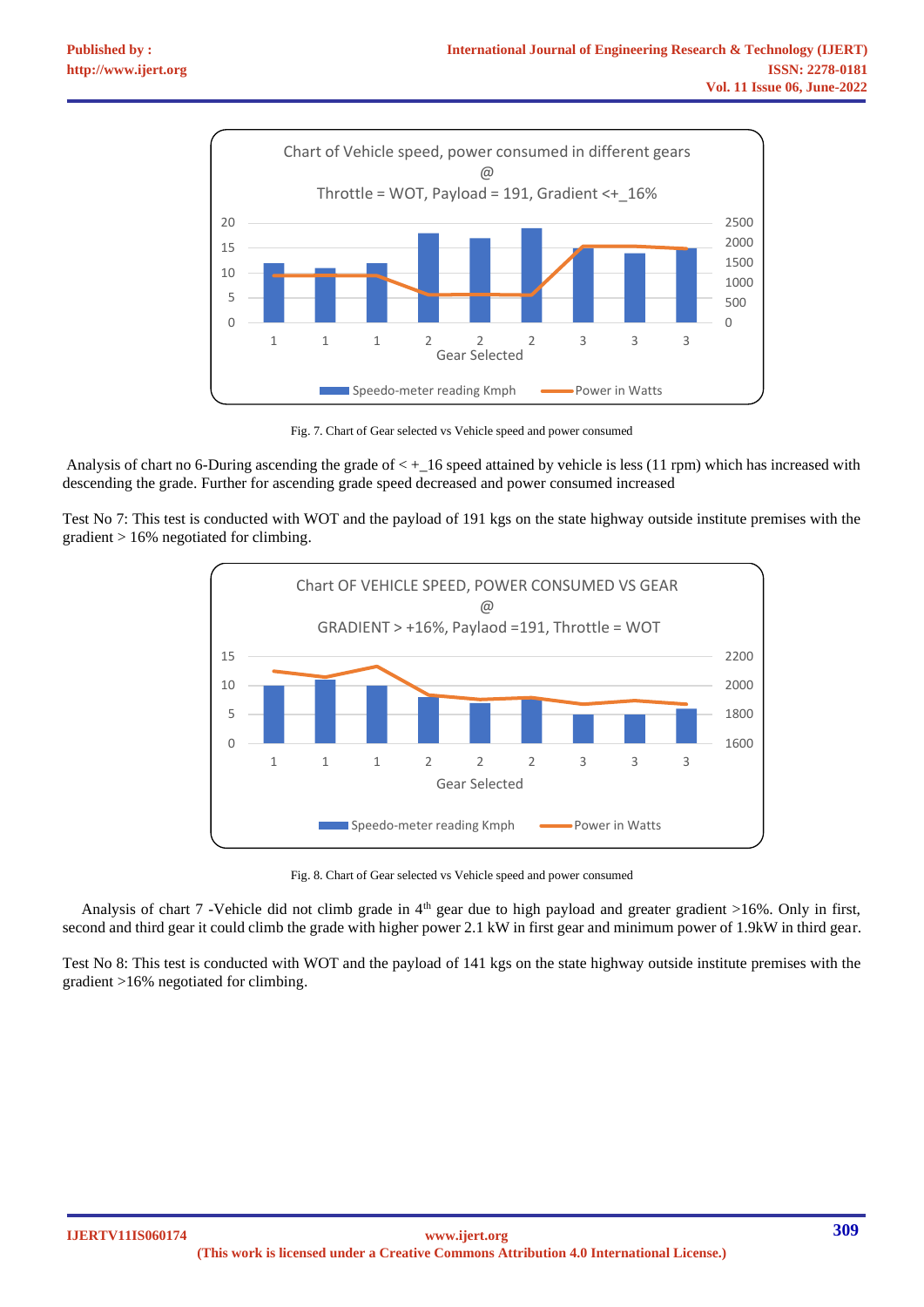Fig. 7. Chart of Gear selected vs Vehicle speed and power consumed

Analysis of chart no 6-During ascending the grade of < +_16 speed attained by vehicle is less (11 rpm) which has increased with descending the grade. Further for ascending grade speed decreased and power consumed increased

Test No 7: This test is conducted with WOT and the payload of 191 kgs on the state highway outside institute premises with the gradient > 16% negotiated for climbing.

Fig. 8. Chart of Gear selected vs Vehicle speed and power consumed

Analysis of chart 7 -Vehicle did not climb grade in 4th gear due to high payload and greater gradient >16%. Only in first, second and third gear it could climb the grade with higher power 2.1 kW in first gear and minimum power of 1.9kW in third gear.

Test No 8: This test is conducted with WOT and the payload of 141 kgs on the state highway outside institute premises with the gradient >16% negotiated for climbing.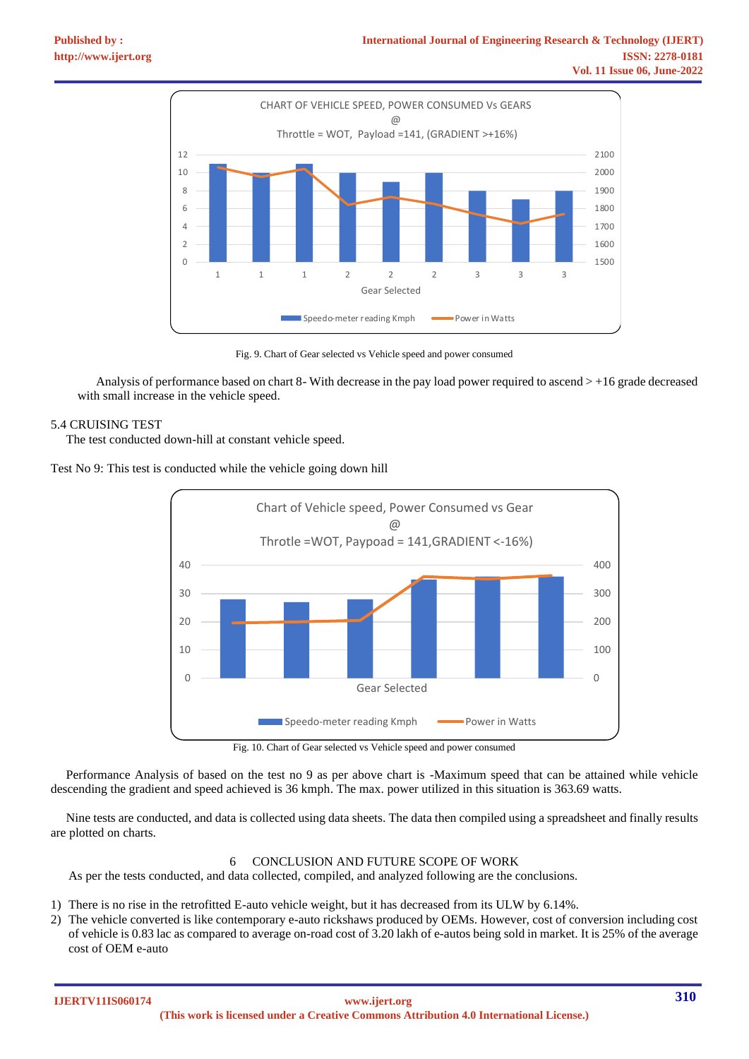Fig. 9. Chart of Gear selected vs Vehicle speed and power consumed

Analysis of performance based on chart 8- With decrease in the pay load power required to ascend > +16 grade decreased with small increase in the vehicle speed.

5.4 CRUISING TEST

The test conducted down-hill at constant vehicle speed.

Test No 9: This test is conducted while the vehicle going down hill

Fig. 10. Chart of Gear selected vs Vehicle speed and power consumed

Performance Analysis of based on the test no 9 as per above chart is -Maximum speed that can be attained while vehicle descending the gradient and speed achieved is 36 kmph. The max. power utilized in this situation is 363.69 watts.

Nine tests are conducted, and data is collected using data sheets. The data then compiled using a spreadsheet and finally results are plotted on charts.

## 6 CONCLUSION AND FUTURE SCOPE OF WORK

As per the tests conducted, and data collected, compiled, and analyzed following are the conclusions.

1) There is no rise in the retrofitted E-auto vehicle weight, but it has decreased from its ULW by 6.14%.
2) The vehicle converted is like contemporary e-auto rickshaws produced by OEMs. However, cost of conversion including cost of vehicle is 0.83 lac as compared to average on-road cost of 3.20 lakh of e-autos being sold in market. It is 25% of the average cost of OEM e-auto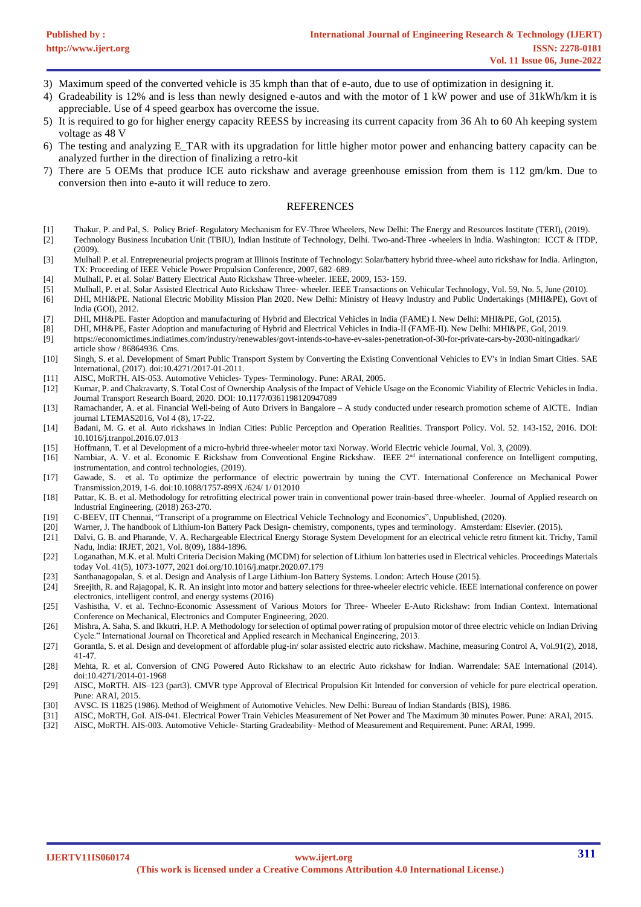3) Maximum speed of the converted vehicle is 35 kmph than that of e-auto, due to use of optimization in designing it.
4) Gradeability is 12% and is less than newly designed e-autos and with the motor of 1 kW power and use of 31kWh/km it is appreciable. Use of 4 speed gearbox has overcome the issue.
5) It is required to go for higher energy capacity REESS by increasing its current capacity from 36 Ah to 60 Ah keeping system voltage as 48 V
6) The testing and analyzing E_TAR with its upgradation for little higher motor power and enhancing battery capacity can be analyzed further in the direction of finalizing a retro-kit
7) There are 5 OEMs that produce ICE auto rickshaw and average greenhouse emission from them is 112 gm/km. Due to conversion then into e-auto it will reduce to zero.

## REFERENCES

[1] Thakur, P. and Pal, S. Policy Brief- Regulatory Mechanism for EV-Three Wheelers, New Delhi: The Energy and Resources Institute (TERI), (2019).

[2] Technology Business Incubation Unit (TBIU), Indian Institute of Technology, Delhi. Two-and-Three -wheelers in India. Washington: ICCT & ITDP, (2009).

[3] Mulhall P. et al. Entrepreneurial projects program at Illinois Institute of Technology: Solar/battery hybrid three-wheel auto rickshaw for India. Arlington, TX: Proceeding of IEEE Vehicle Power Propulsion Conference, 2007, 682–689.

[4] Mulhall, P. et al. Solar/ Battery Electrical Auto Rickshaw Three-wheeler. IEEE, 2009, 153- 159.

[5] Mulhall, P. et al. Solar Assisted Electrical Auto Rickshaw Three- wheeler. IEEE Transactions on Vehicular Technology, Vol. 59, No. 5, June (2010).

[6] DHI, MHI&PE. National Electric Mobility Mission Plan 2020. New Delhi: Ministry of Heavy Industry and Public Undertakings (MHI&PE), Govt of India (GOI), 2012.

[7] DHI, MH&PE. Faster Adoption and manufacturing of Hybrid and Electrical Vehicles in India (FAME) I. New Delhi: MHI&PE, GoI, (2015).

[8] DHI, MH&PE, Faster Adoption and manufacturing of Hybrid and Electrical Vehicles in India-II (FAME-II). New Delhi: MHI&PE, GoI, 2019.

[9] https://economictimes.indiatimes.com/industry/renewables/govt-intends-to-have-ev-sales-penetration-of-30-for-private-cars-by-2030-nitingadkari/ article show / 86864936. Cms.

[10] Singh, S. et al. Development of Smart Public Transport System by Converting the Existing Conventional Vehicles to EV's in Indian Smart Cities. SAE International, (2017). doi:10.4271/2017-01-2011.

[11] AISC, MoRTH. AIS-053. Automotive Vehicles- Types- Terminology. Pune: ARAI, 2005.

[12] Kumar, P. and Chakravarty, S. Total Cost of Ownership Analysis of the Impact of Vehicle Usage on the Economic Viability of Electric Vehicles in India. Journal Transport Research Board, 2020. DOI: 10.1177/0361198120947089

[13] Ramachander, A. et al. Financial Well-being of Auto Drivers in Bangalore – A study conducted under research promotion scheme of AICTE. Indian journal LTEMAS2016, Vol 4 (8), 17-22.

[14] Badani, M. G. et al. Auto rickshaws in Indian Cities: Public Perception and Operation Realities. Transport Policy. Vol. 52. 143-152, 2016. DOI: 10.1016/j.tranpol.2016.07.013

[15] Hoffmann, T. et al Development of a micro-hybrid three-wheeler motor taxi Norway. World Electric vehicle Journal, Vol. 3, (2009).

[16] Nambiar, A. V. et al. Economic E Rickshaw from Conventional Engine Rickshaw. IEEE 2nd international conference on Intelligent computing, instrumentation, and control technologies, (2019).

[17] Gawade, S. et al. To optimize the performance of electric powertrain by tuning the CVT. International Conference on Mechanical Power Transmission,2019, 1-6. doi:10.1088/1757-899X /624/ 1/ 012010

[18] Pattar, K. B. et al. Methodology for retrofitting electrical power train in conventional power train-based three-wheeler. Journal of Applied research on Industrial Engineering, (2018) 263-270.

[19] C-BEEV, IIT Chennai, "Transcript of a programme on Electrical Vehicle Technology and Economics", Unpublished, (2020).

[20] Warner, J. The handbook of Lithium-Ion Battery Pack Design- chemistry, components, types and terminology. Amsterdam: Elsevier. (2015).

[21] Dalvi, G. B. and Pharande, V. A. Rechargeable Electrical Energy Storage System Development for an electrical vehicle retro fitment kit. Trichy, Tamil Nadu, India: IRJET, 2021, Vol. 8(09), 1884-1896.

[22] Loganathan, M.K. et al. Multi Criteria Decision Making (MCDM) for selection of Lithium Ion batteries used in Electrical vehicles. Proceedings Materials today Vol. 41(5), 1073-1077, 2021 doi.org/10.1016/j.matpr.2020.07.179

[23] Santhanagopalan, S. et al. Design and Analysis of Large Lithium-Ion Battery Systems. London: Artech House (2015).

[24] Sreejith, R. and Rajagopal, K. R. An insight into motor and battery selections for three-wheeler electric vehicle. IEEE international conference on power electronics, intelligent control, and energy systems (2016)

[25] Vashistha, V. et al. Techno-Economic Assessment of Various Motors for Three- Wheeler E-Auto Rickshaw: from Indian Context. International Conference on Mechanical, Electronics and Computer Engineering, 2020.

[26] Mishra, A. Saha, S. and Ikkutri, H.P. A Methodology for selection of optimal power rating of propulsion motor of three electric vehicle on Indian Driving Cycle." International Journal on Theoretical and Applied research in Mechanical Engineering, 2013.

[27] Gorantla, S. et al. Design and development of affordable plug-in/ solar assisted electric auto rickshaw. Machine, measuring Control A, Vol.91(2), 2018, 41-47.

[28] Mehta, R. et al. Conversion of CNG Powered Auto Rickshaw to an electric Auto rickshaw for Indian. Warrendale: SAE International (2014). doi:10.4271/2014-01-1968

[29] AISC, MoRTH. AIS–123 (part3). CMVR type Approval of Electrical Propulsion Kit Intended for conversion of vehicle for pure electrical operation. Pune: ARAI, 2015.

[30] AVSC. IS 11825 (1986). Method of Weighment of Automotive Vehicles. New Delhi: Bureau of Indian Standards (BIS), 1986.

[31] AISC, MoRTH, GoI. AIS-041. Electrical Power Train Vehicles Measurement of Net Power and The Maximum 30 minutes Power. Pune: ARAI, 2015.

[32] AISC, MoRTH. AIS-003. Automotive Vehicle- Starting Gradeability- Method of Measurement and Requirement. Pune: ARAI, 1999.